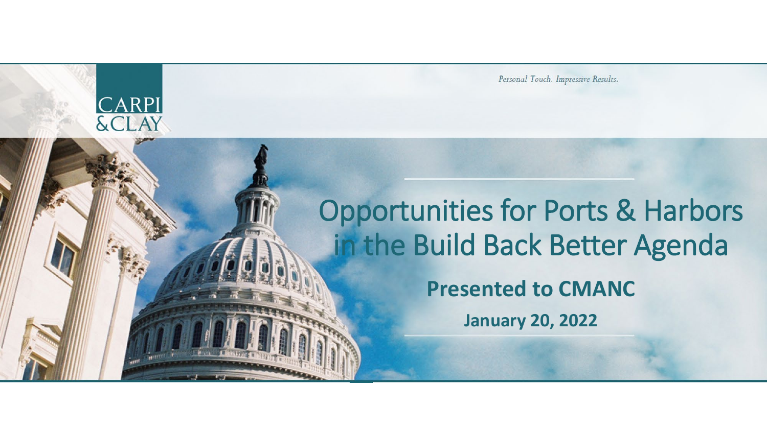CARPI & CLAY

*Personal Touch. Impressive Results.*

# Opportunities for Ports & Harbors in the Build Back Better Agenda

**Presented to CMANC**

**January 20, 2022**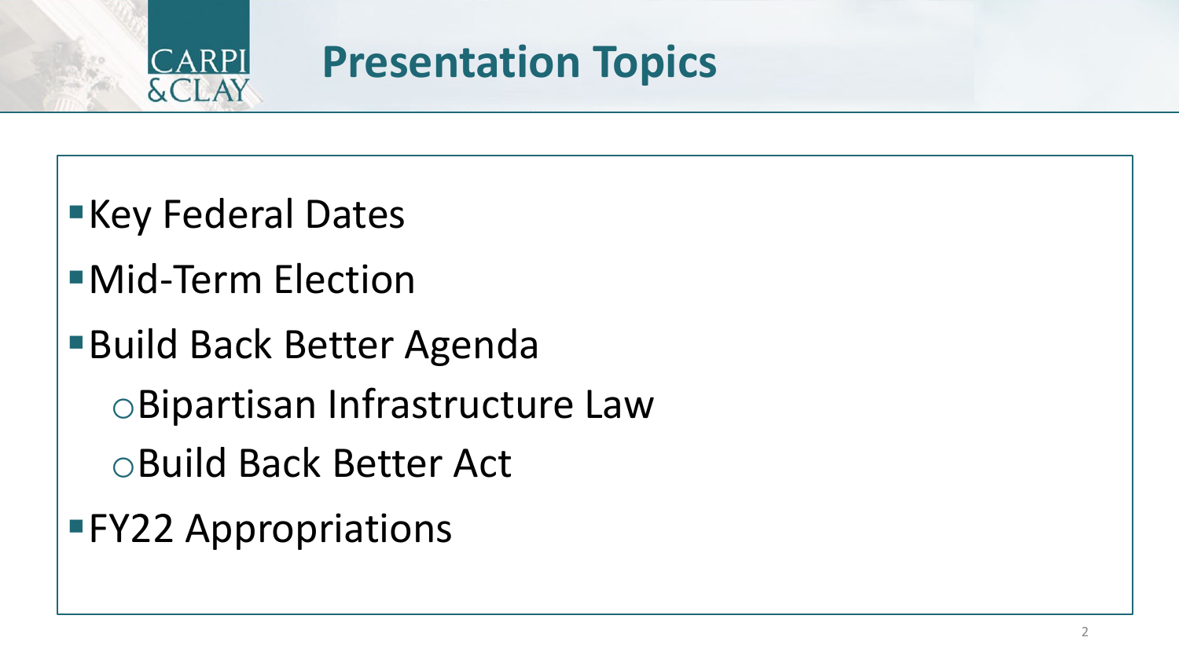# Presentation Topics

- Key Federal Dates
- Mid-Term Election
- Build Back Better Agenda
  - Bipartisan Infrastructure Law
  - Build Back Better Act
- FY22 Appropriations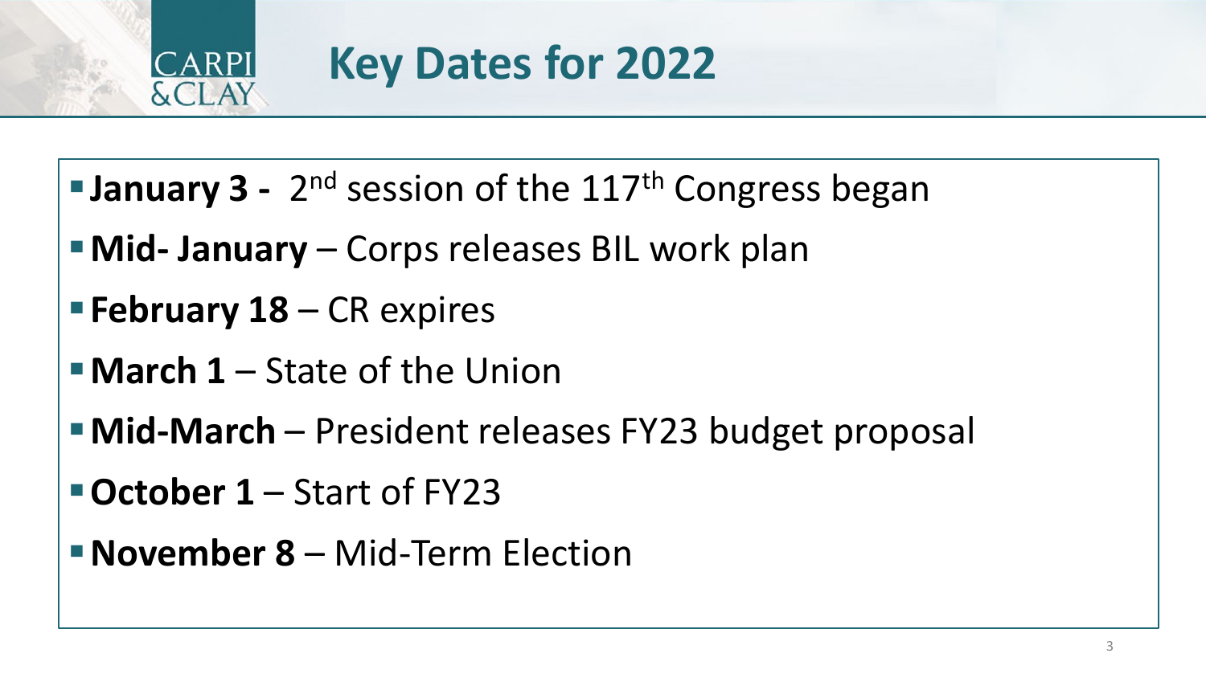# Key Dates for 2022

- **January 3 -** 2nd session of the 117th Congress began
- **Mid- January** – Corps releases BIL work plan
- **February 18** – CR expires
- **March 1** – State of the Union
- **Mid-March** – President releases FY23 budget proposal
- **October 1** – Start of FY23
- **November 8** – Mid-Term Election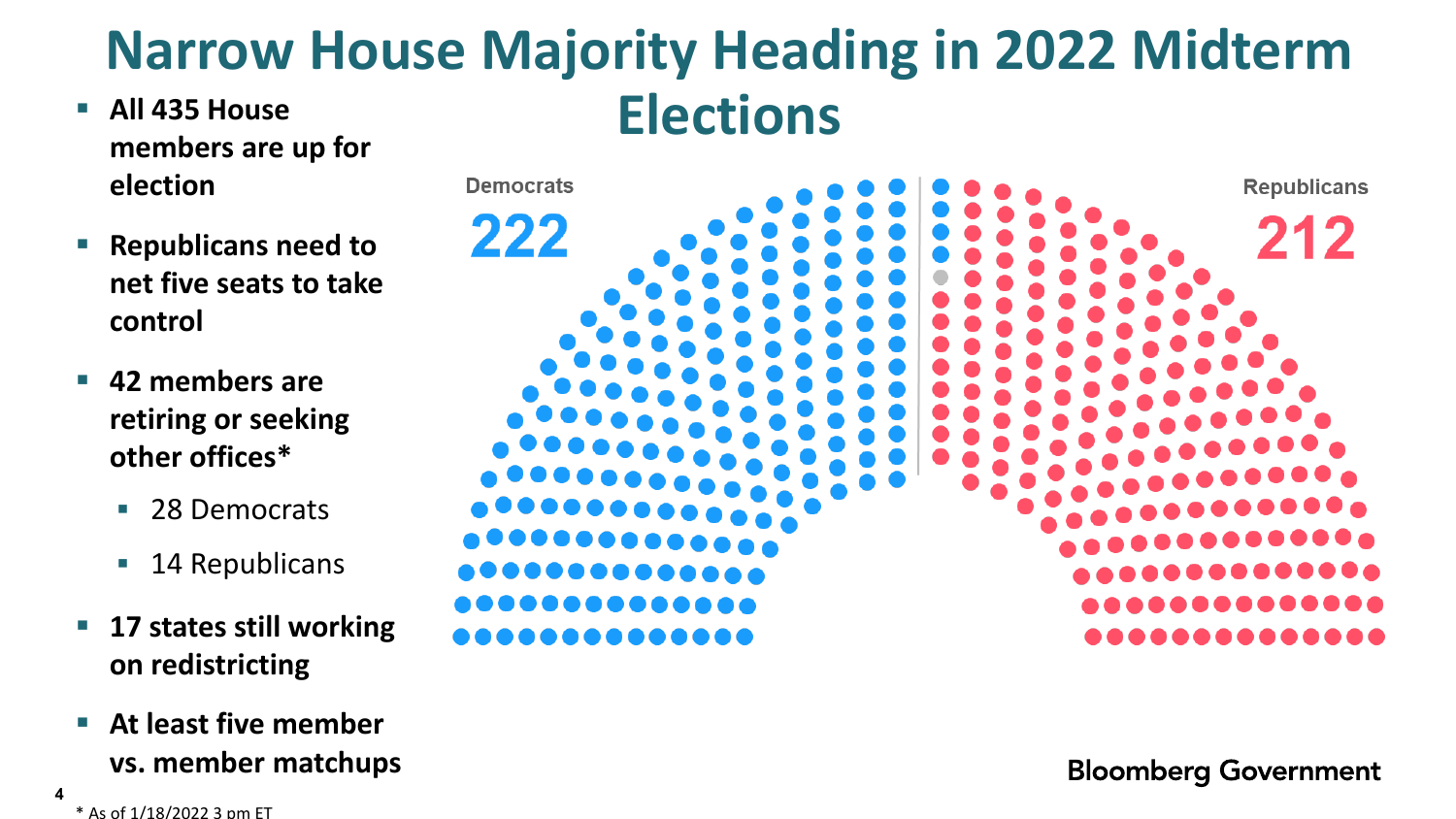# Narrow House Majority Heading in 2022 Midterm Elections

- **All 435 House members are up for election**
- **Republicans need to net five seats to take control**
- **42 members are retiring or seeking other offices***
  - 28 Democrats
  - 14 Republicans
- **17 states still working on redistricting**
- **At least five member vs. member matchups**

Democrats 222

Republicans 212

Bloomberg Government

\* As of 1/18/2022 3 pm ET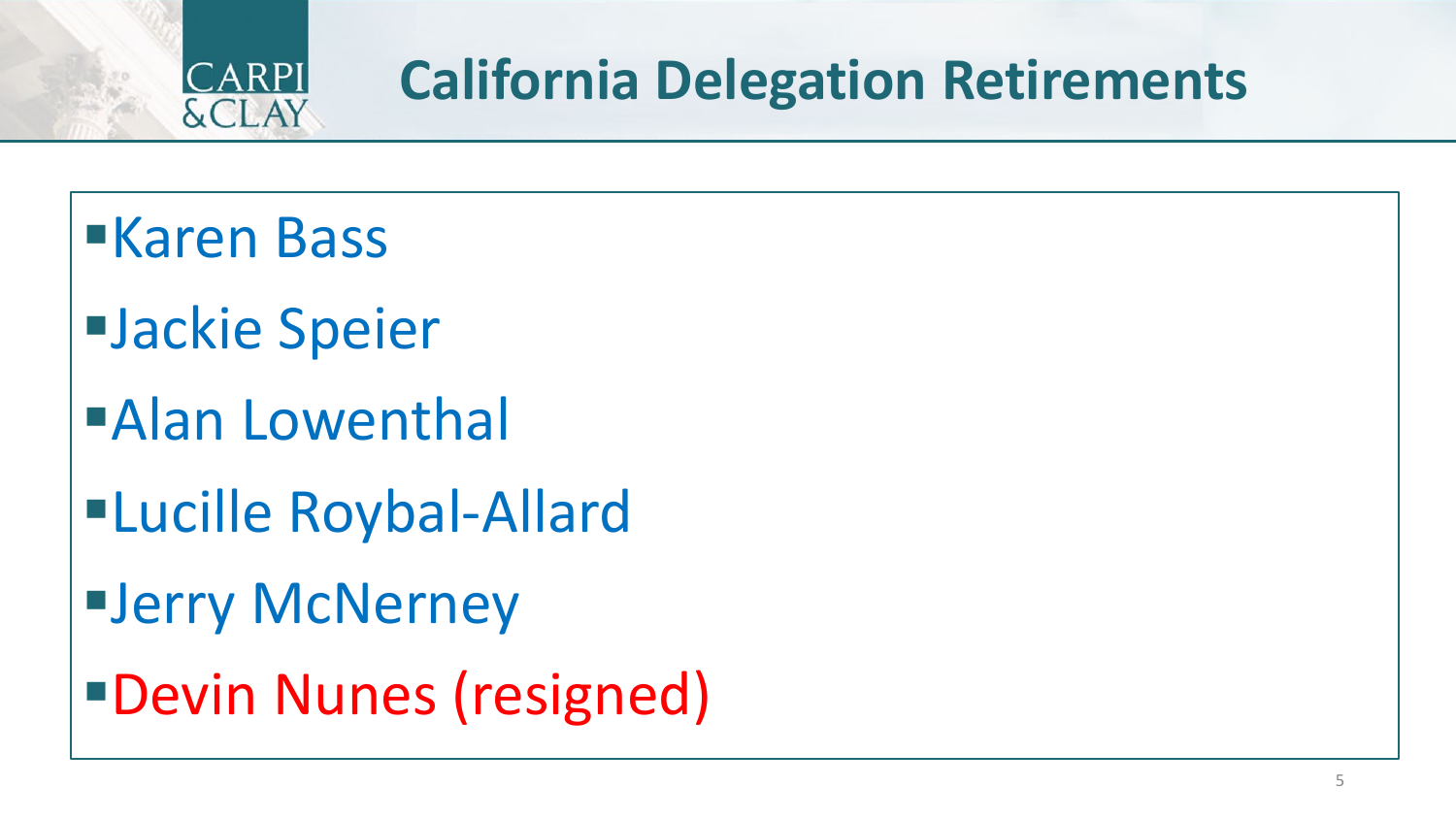# California Delegation Retirements

- Karen Bass
- Jackie Speier
- Alan Lowenthal
- Lucille Roybal-Allard
- Jerry McNerney
- Devin Nunes (resigned)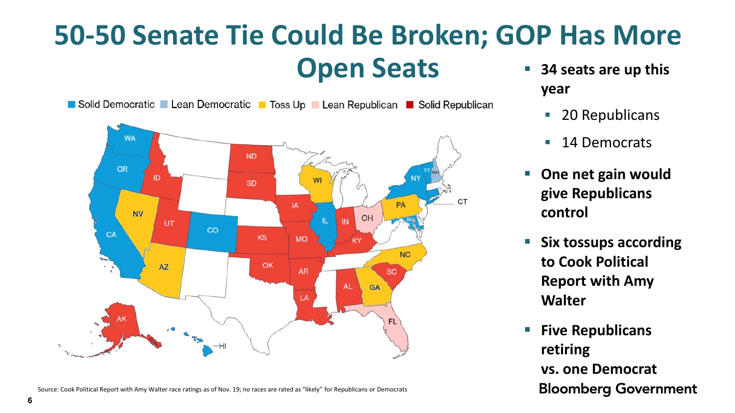# 50-50 Senate Tie Could Be Broken; GOP Has More Open Seats

Solid Democratic | Lean Democratic | Toss Up | Lean Republican | Solid Republican

- **34 seats are up this year**
  - 20 Republicans
  - 14 Democrats
- **One net gain would give Republicans control**
- **Six tossups according to Cook Political Report with Amy Walter**
- **Five Republicans retiring vs. one Democrat**

Source: Cook Political Report with Amy Walter race ratings as of Nov. 19; no races are rated as "likely" for Republicans or Democrats

Bloomberg Government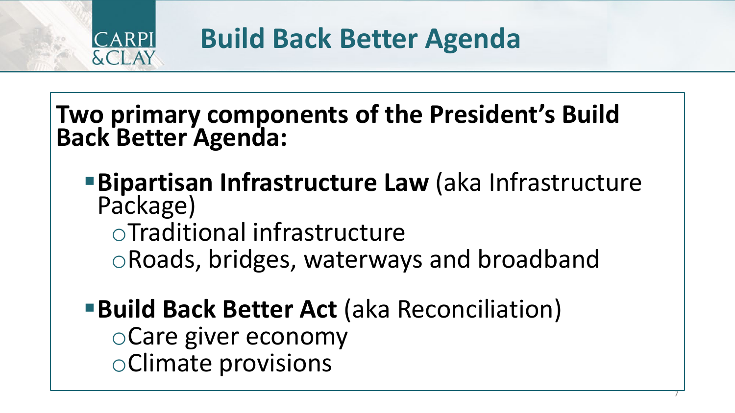# Build Back Better Agenda

**Two primary components of the President's Build Back Better Agenda:**

- **Bipartisan Infrastructure Law** (aka Infrastructure Package)
  - Traditional infrastructure
  - Roads, bridges, waterways and broadband
- **Build Back Better Act** (aka Reconciliation)
  - Care giver economy
  - Climate provisions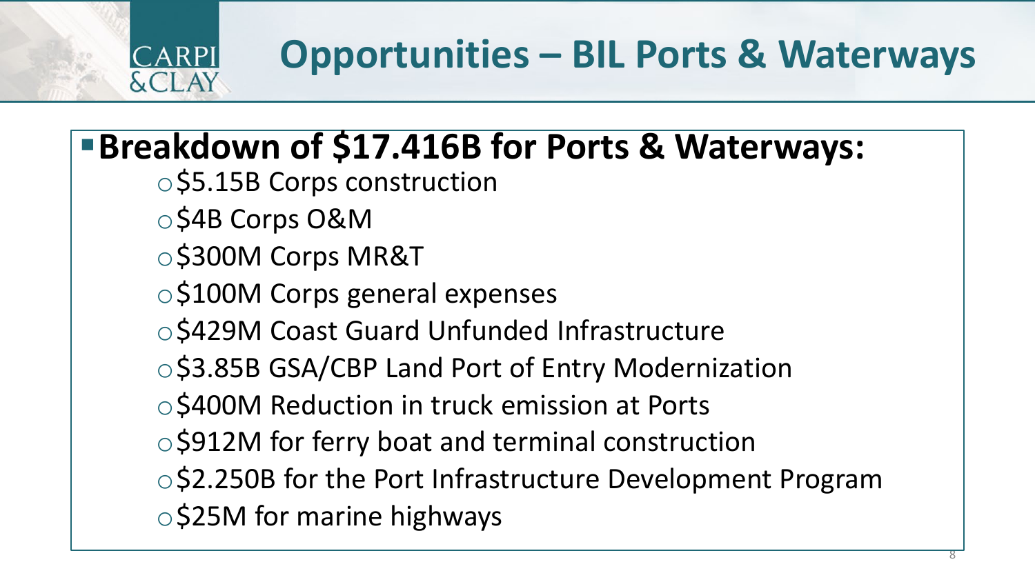# Opportunities – BIL Ports & Waterways

- **Breakdown of $17.416B for Ports & Waterways:**
  - $5.15B Corps construction
  - $4B Corps O&M
  - $300M Corps MR&T
  - $100M Corps general expenses
  - $429M Coast Guard Unfunded Infrastructure
  - $3.85B GSA/CBP Land Port of Entry Modernization
  - $400M Reduction in truck emission at Ports
  - $912M for ferry boat and terminal construction
  - $2.250B for the Port Infrastructure Development Program
  - $25M for marine highways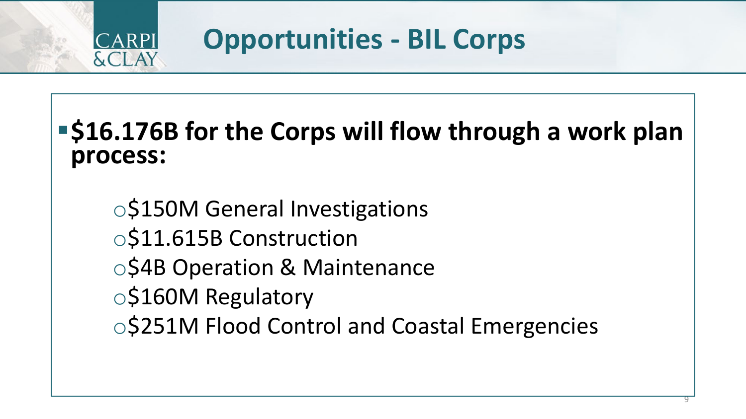# Opportunities - BIL Corps

- **$16.176B for the Corps will flow through a work plan process:**
  - $150M General Investigations
  - $11.615B Construction
  - $4B Operation & Maintenance
  - $160M Regulatory
  - $251M Flood Control and Coastal Emergencies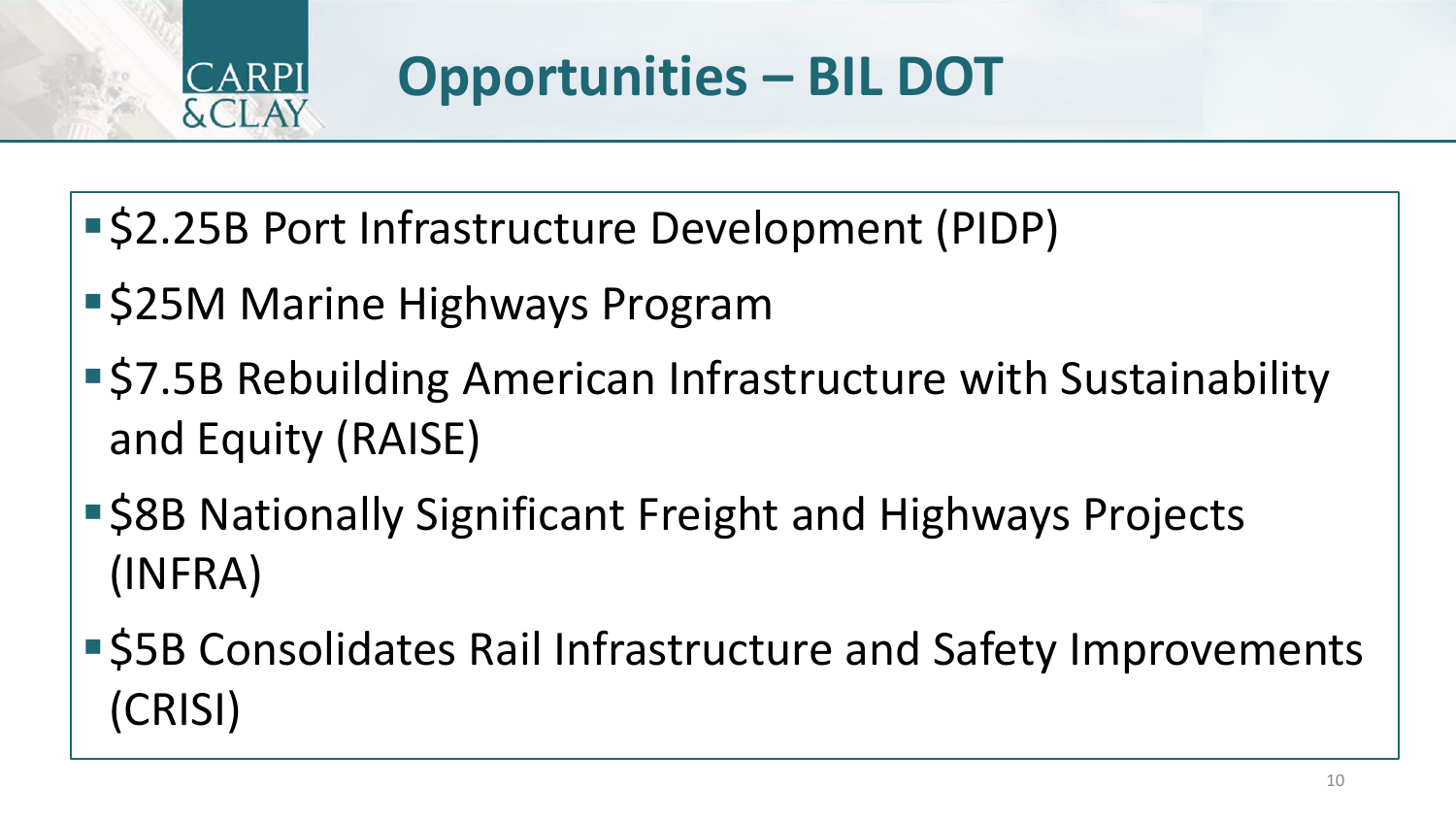# Opportunities – BIL DOT

- $2.25B Port Infrastructure Development (PIDP)
- $25M Marine Highways Program
- $7.5B Rebuilding American Infrastructure with Sustainability and Equity (RAISE)
- $8B Nationally Significant Freight and Highways Projects (INFRA)
- $5B Consolidates Rail Infrastructure and Safety Improvements (CRISI)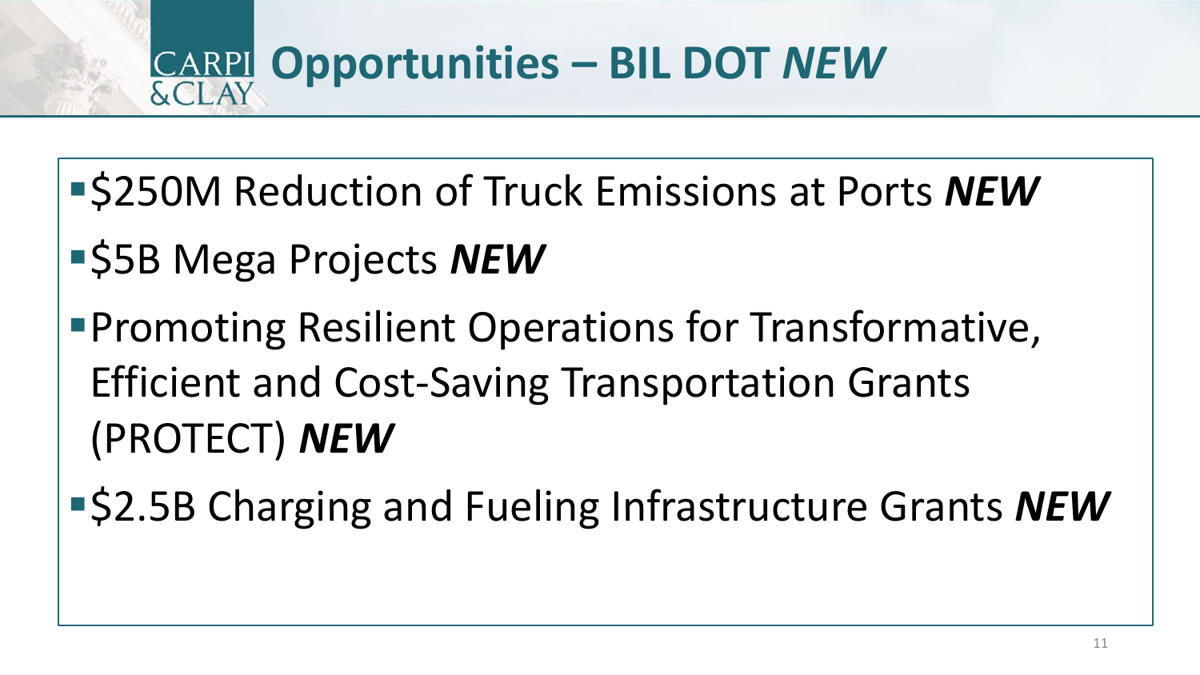# Opportunities – BIL DOT *NEW*

- $250M Reduction of Truck Emissions at Ports ***NEW***
- $5B Mega Projects ***NEW***
- Promoting Resilient Operations for Transformative, Efficient and Cost-Saving Transportation Grants (PROTECT) ***NEW***
- $2.5B Charging and Fueling Infrastructure Grants ***NEW***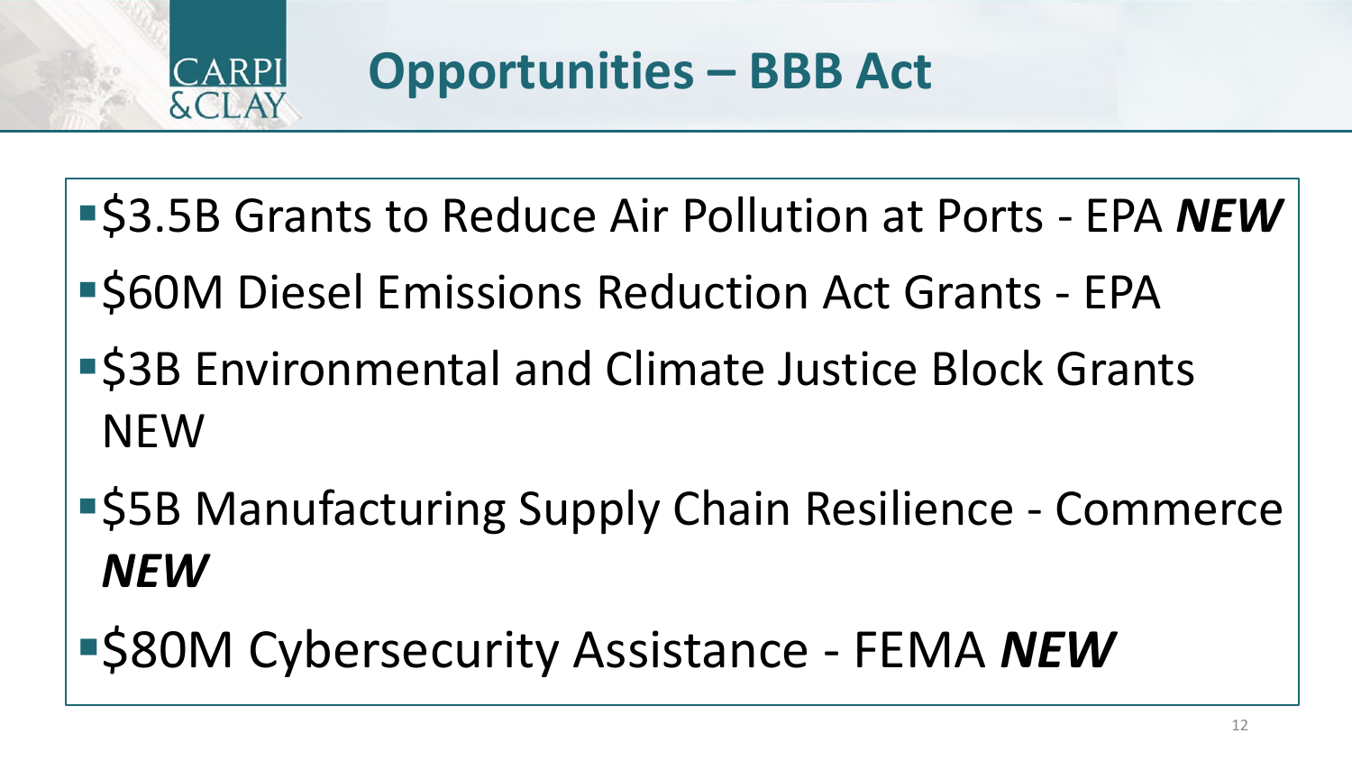# Opportunities – BBB Act

- $3.5B Grants to Reduce Air Pollution at Ports - EPA ***NEW***
- $60M Diesel Emissions Reduction Act Grants - EPA
- $3B Environmental and Climate Justice Block Grants NEW
- $5B Manufacturing Supply Chain Resilience - Commerce ***NEW***
- $80M Cybersecurity Assistance - FEMA ***NEW***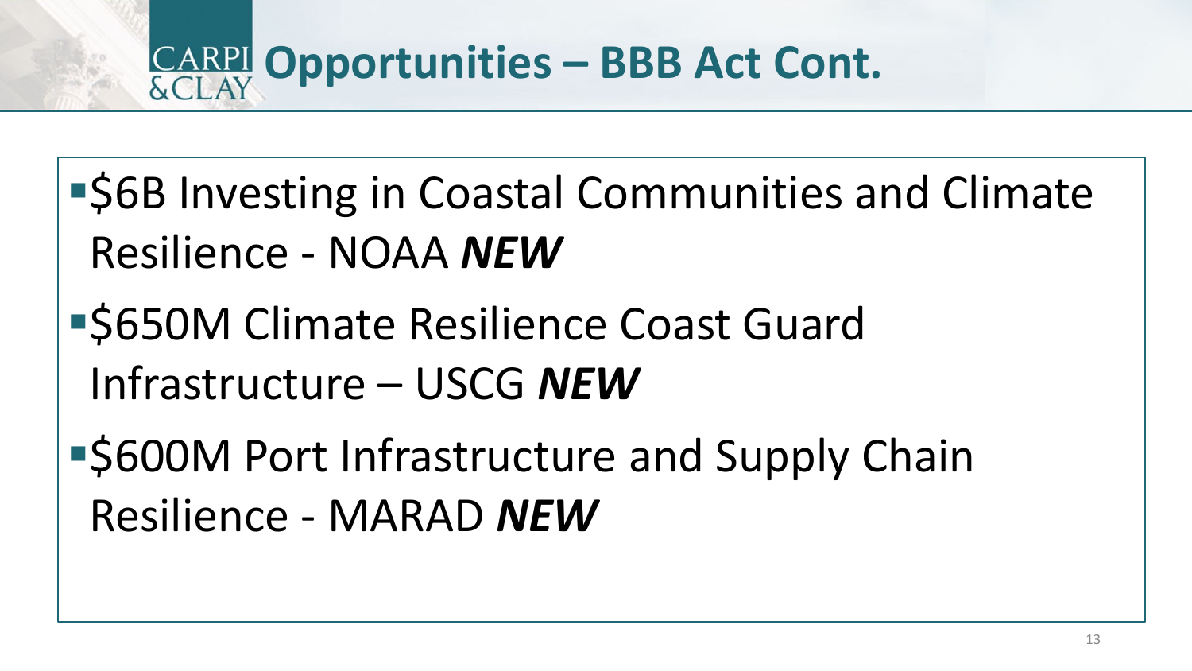# Opportunities – BBB Act Cont.

- $6B Investing in Coastal Communities and Climate Resilience - NOAA ***NEW***
- $650M Climate Resilience Coast Guard Infrastructure – USCG ***NEW***
- $600M Port Infrastructure and Supply Chain Resilience - MARAD ***NEW***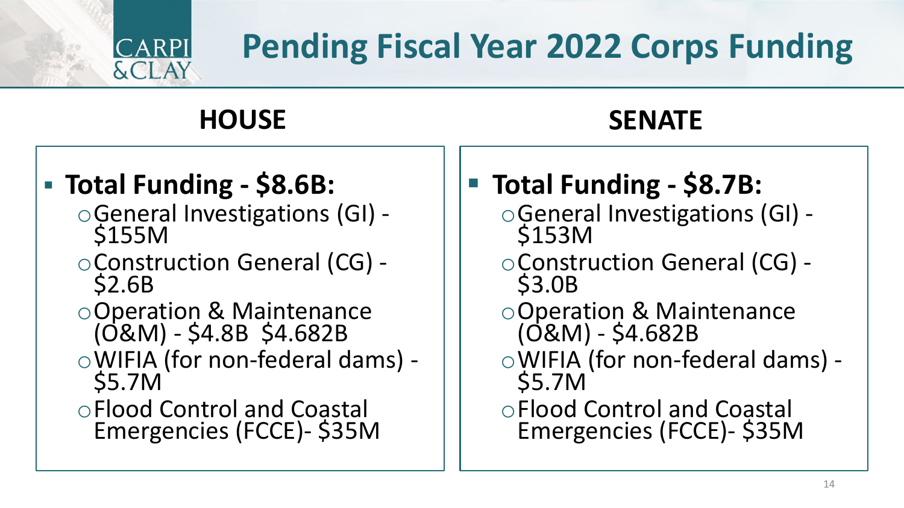# Pending Fiscal Year 2022 Corps Funding

## HOUSE

- **Total Funding - $8.6B:**
  - General Investigations (GI) - $155M
  - Construction General (CG) - $2.6B
  - Operation & Maintenance (O&M) - $4.8B  $4.682B
  - WIFIA (for non-federal dams) - $5.7M
  - Flood Control and Coastal Emergencies (FCCE)- $35M

## SENATE

- **Total Funding - $8.7B:**
  - General Investigations (GI) - $153M
  - Construction General (CG) - $3.0B
  - Operation & Maintenance (O&M) - $4.682B
  - WIFIA (for non-federal dams) - $5.7M
  - Flood Control and Coastal Emergencies (FCCE)- $35M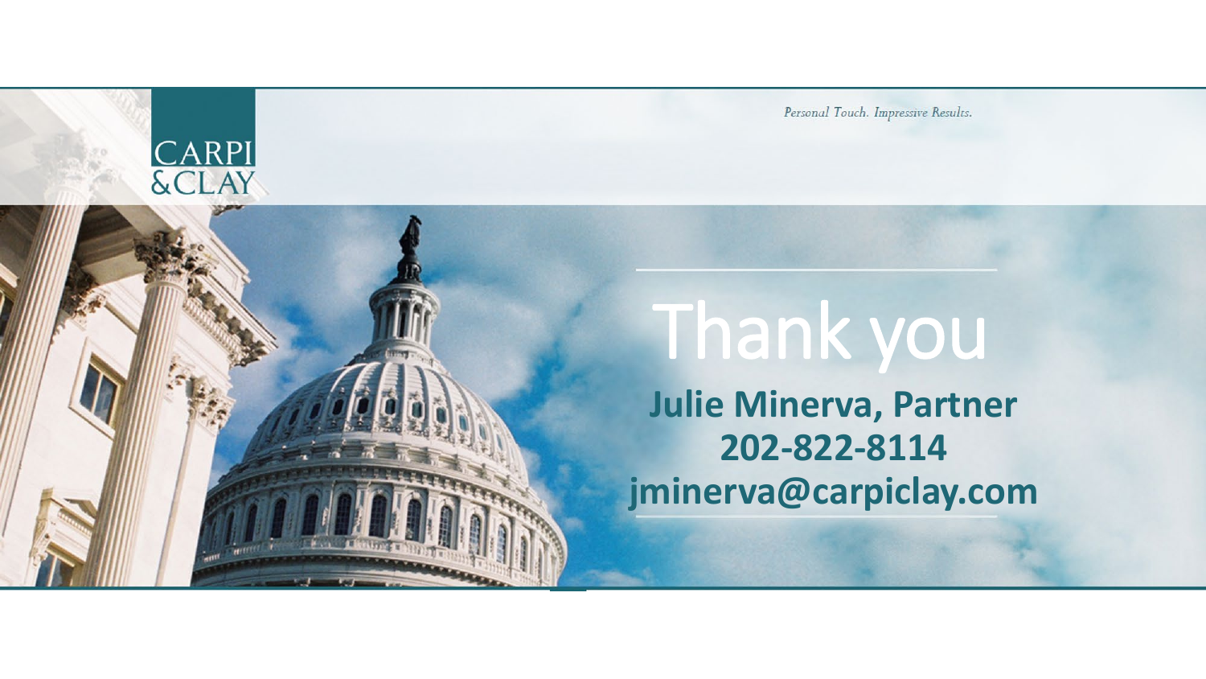CARPI &CLAY

*Personal Touch. Impressive Results.*

# Thank you

**Julie Minerva, Partner**

**202-822-8114**

**jminerva@carpiclay.com**